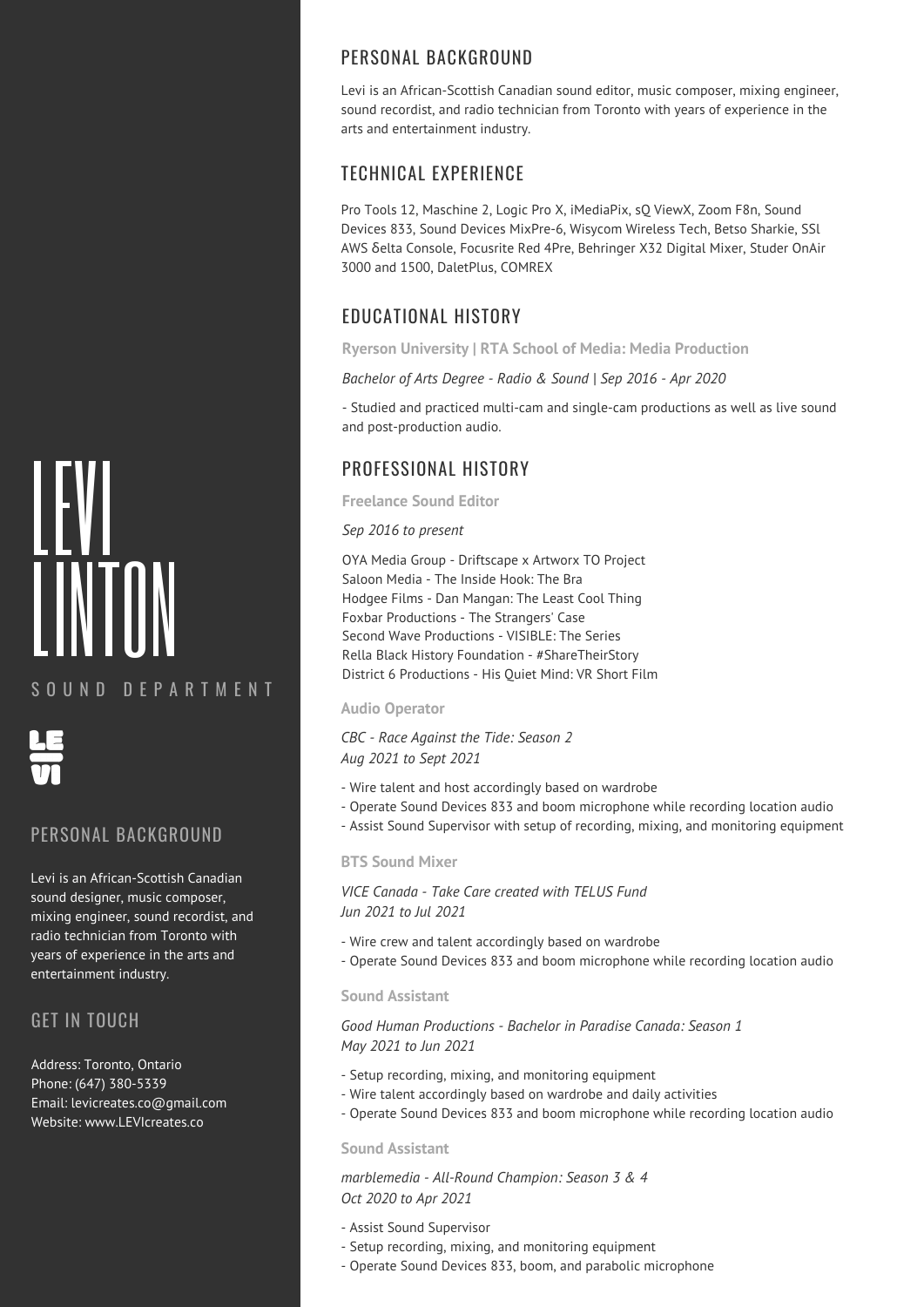# LEVI LINTON

SOUND DEPARTMENT

LE VI

## PERSONAL BACKGROUND

Levi is an African-Scottish Canadian sound designer, music composer, mixing engineer, sound recordist, and radio technician from Toronto with years of experience in the arts and entertainment industry.

## GET IN TOUCH

Address: Toronto, Ontario
Phone: (647) 380-5339
Email: levicreates.co@gmail.com
Website: www.LEVIcreates.co

## PERSONAL BACKGROUND

Levi is an African-Scottish Canadian sound editor, music composer, mixing engineer, sound recordist, and radio technician from Toronto with years of experience in the arts and entertainment industry.

## TECHNICAL EXPERIENCE

Pro Tools 12, Maschine 2, Logic Pro X, iMediaPix, sQ ViewX, Zoom F8n, Sound Devices 833, Sound Devices MixPre-6, Wisycom Wireless Tech, Betso Sharkie, SSl AWS δelta Console, Focusrite Red 4Pre, Behringer X32 Digital Mixer, Studer OnAir 3000 and 1500, DaletPlus, COMREX

## EDUCATIONAL HISTORY

**Ryerson University | RTA School of Media: Media Production**

*Bachelor of Arts Degree - Radio & Sound | Sep 2016 - Apr 2020*

- Studied and practiced multi-cam and single-cam productions as well as live sound and post-production audio.

## PROFESSIONAL HISTORY

**Freelance Sound Editor**

*Sep 2016 to present*

OYA Media Group - Driftscape x Artworx TO Project
Saloon Media - The Inside Hook: The Bra
Hodgee Films - Dan Mangan: The Least Cool Thing
Foxbar Productions - The Strangers' Case
Second Wave Productions - VISIBLE: The Series
Rella Black History Foundation - #ShareTheirStory
District 6 Productions - His Quiet Mind: VR Short Film

**Audio Operator**

*CBC - Race Against the Tide: Season 2*
*Aug 2021 to Sept 2021*

- Wire talent and host accordingly based on wardrobe
- Operate Sound Devices 833 and boom microphone while recording location audio
- Assist Sound Supervisor with setup of recording, mixing, and monitoring equipment

**BTS Sound Mixer**

*VICE Canada - Take Care created with TELUS Fund*
*Jun 2021 to Jul 2021*

- Wire crew and talent accordingly based on wardrobe
- Operate Sound Devices 833 and boom microphone while recording location audio

**Sound Assistant**

*Good Human Productions - Bachelor in Paradise Canada: Season 1*
*May 2021 to Jun 2021*

- Setup recording, mixing, and monitoring equipment
- Wire talent accordingly based on wardrobe and daily activities
- Operate Sound Devices 833 and boom microphone while recording location audio

**Sound Assistant**

*marblemedia - All-Round Champion: Season 3 & 4*
*Oct 2020 to Apr 2021*

- Assist Sound Supervisor
- Setup recording, mixing, and monitoring equipment
- Operate Sound Devices 833, boom, and parabolic microphone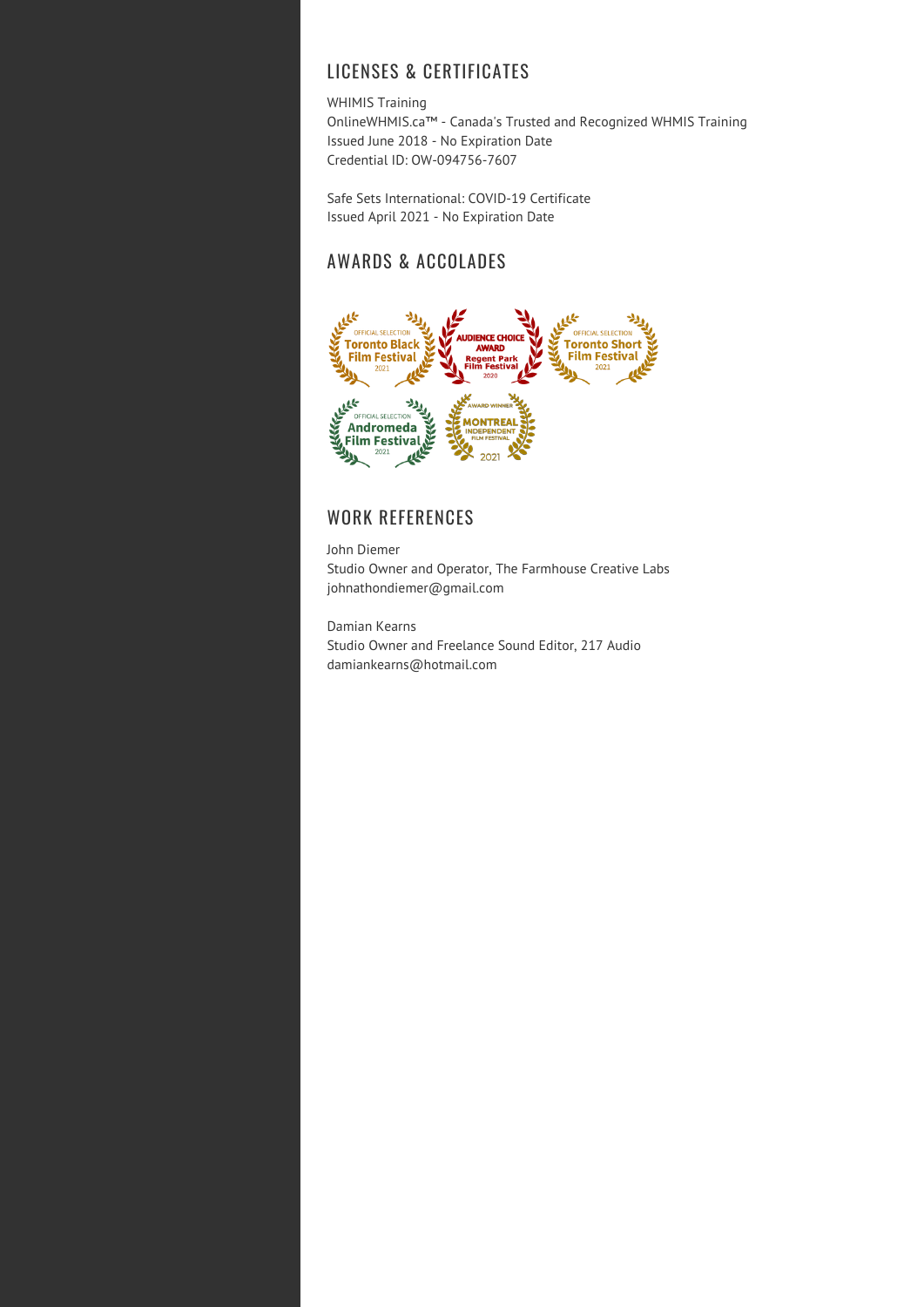## LICENSES & CERTIFICATES

WHIMIS Training
OnlineWHMIS.ca™ - Canada's Trusted and Recognized WHMIS Training
Issued June 2018 - No Expiration Date
Credential ID: OW-094756-7607

Safe Sets International: COVID-19 Certificate
Issued April 2021 - No Expiration Date

## AWARDS & ACCOLADES

Official Selection – Toronto Black Film Festival 2021

Audience Choice Award – Regent Park Film Festival 2020

Official Selection – Toronto Short Film Festival 2021

Official Selection – Andromeda Film Festival 2021

Award Winner – Montreal Independent Film Festival 2021

## WORK REFERENCES

John Diemer
Studio Owner and Operator, The Farmhouse Creative Labs
johnathondiemer@gmail.com

Damian Kearns
Studio Owner and Freelance Sound Editor, 217 Audio
damiankearns@hotmail.com